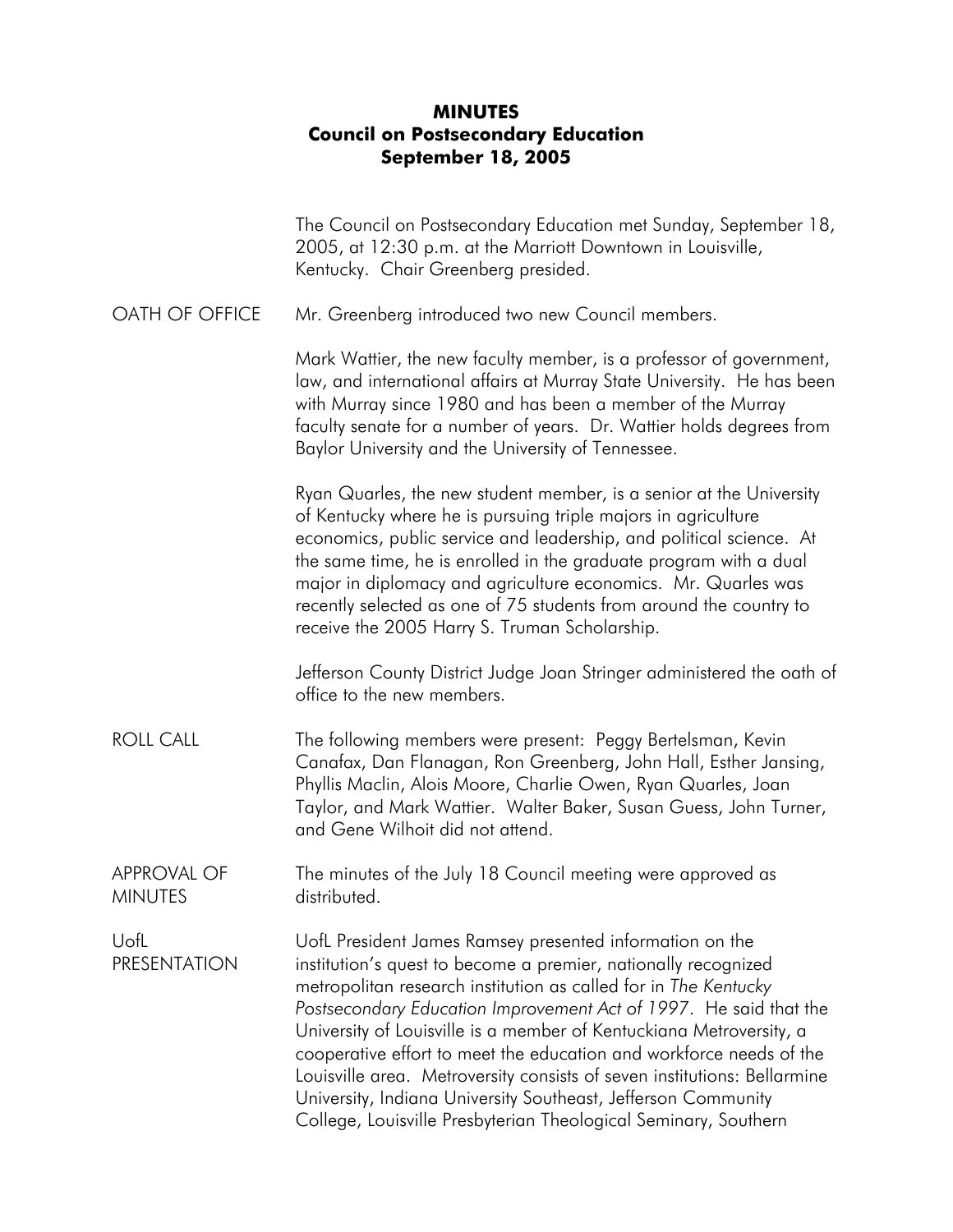# MINUTES
## Council on Postsecondary Education
### September 18, 2005

The Council on Postsecondary Education met Sunday, September 18, 2005, at 12:30 p.m. at the Marriott Downtown in Louisville, Kentucky. Chair Greenberg presided.

**OATH OF OFFICE**

Mr. Greenberg introduced two new Council members.

Mark Wattier, the new faculty member, is a professor of government, law, and international affairs at Murray State University. He has been with Murray since 1980 and has been a member of the Murray faculty senate for a number of years. Dr. Wattier holds degrees from Baylor University and the University of Tennessee.

Ryan Quarles, the new student member, is a senior at the University of Kentucky where he is pursuing triple majors in agriculture economics, public service and leadership, and political science. At the same time, he is enrolled in the graduate program with a dual major in diplomacy and agriculture economics. Mr. Quarles was recently selected as one of 75 students from around the country to receive the 2005 Harry S. Truman Scholarship.

Jefferson County District Judge Joan Stringer administered the oath of office to the new members.

**ROLL CALL**

The following members were present: Peggy Bertelsman, Kevin Canafax, Dan Flanagan, Ron Greenberg, John Hall, Esther Jansing, Phyllis Maclin, Alois Moore, Charlie Owen, Ryan Quarles, Joan Taylor, and Mark Wattier. Walter Baker, Susan Guess, John Turner, and Gene Wilhoit did not attend.

**APPROVAL OF MINUTES**

The minutes of the July 18 Council meeting were approved as distributed.

**UofL PRESENTATION**

UofL President James Ramsey presented information on the institution's quest to become a premier, nationally recognized metropolitan research institution as called for in *The Kentucky Postsecondary Education Improvement Act of 1997*. He said that the University of Louisville is a member of Kentuckiana Metroversity, a cooperative effort to meet the education and workforce needs of the Louisville area. Metroversity consists of seven institutions: Bellarmine University, Indiana University Southeast, Jefferson Community College, Louisville Presbyterian Theological Seminary, Southern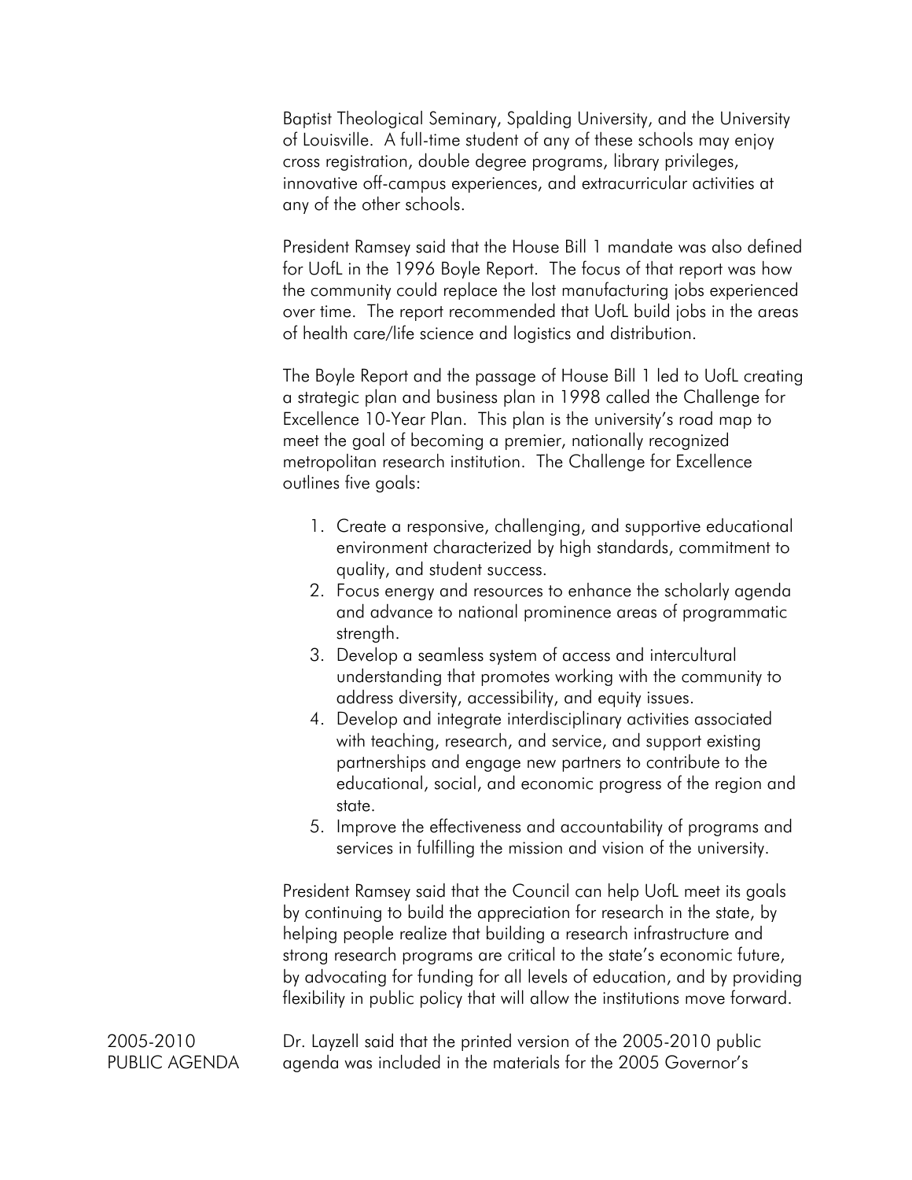Baptist Theological Seminary, Spalding University, and the University of Louisville. A full-time student of any of these schools may enjoy cross registration, double degree programs, library privileges, innovative off-campus experiences, and extracurricular activities at any of the other schools.

President Ramsey said that the House Bill 1 mandate was also defined for UofL in the 1996 Boyle Report. The focus of that report was how the community could replace the lost manufacturing jobs experienced over time. The report recommended that UofL build jobs in the areas of health care/life science and logistics and distribution.

The Boyle Report and the passage of House Bill 1 led to UofL creating a strategic plan and business plan in 1998 called the Challenge for Excellence 10-Year Plan. This plan is the university's road map to meet the goal of becoming a premier, nationally recognized metropolitan research institution. The Challenge for Excellence outlines five goals:

1. Create a responsive, challenging, and supportive educational environment characterized by high standards, commitment to quality, and student success.
2. Focus energy and resources to enhance the scholarly agenda and advance to national prominence areas of programmatic strength.
3. Develop a seamless system of access and intercultural understanding that promotes working with the community to address diversity, accessibility, and equity issues.
4. Develop and integrate interdisciplinary activities associated with teaching, research, and service, and support existing partnerships and engage new partners to contribute to the educational, social, and economic progress of the region and state.
5. Improve the effectiveness and accountability of programs and services in fulfilling the mission and vision of the university.

President Ramsey said that the Council can help UofL meet its goals by continuing to build the appreciation for research in the state, by helping people realize that building a research infrastructure and strong research programs are critical to the state's economic future, by advocating for funding for all levels of education, and by providing flexibility in public policy that will allow the institutions move forward.

**2005-2010 PUBLIC AGENDA**

Dr. Layzell said that the printed version of the 2005-2010 public agenda was included in the materials for the 2005 Governor's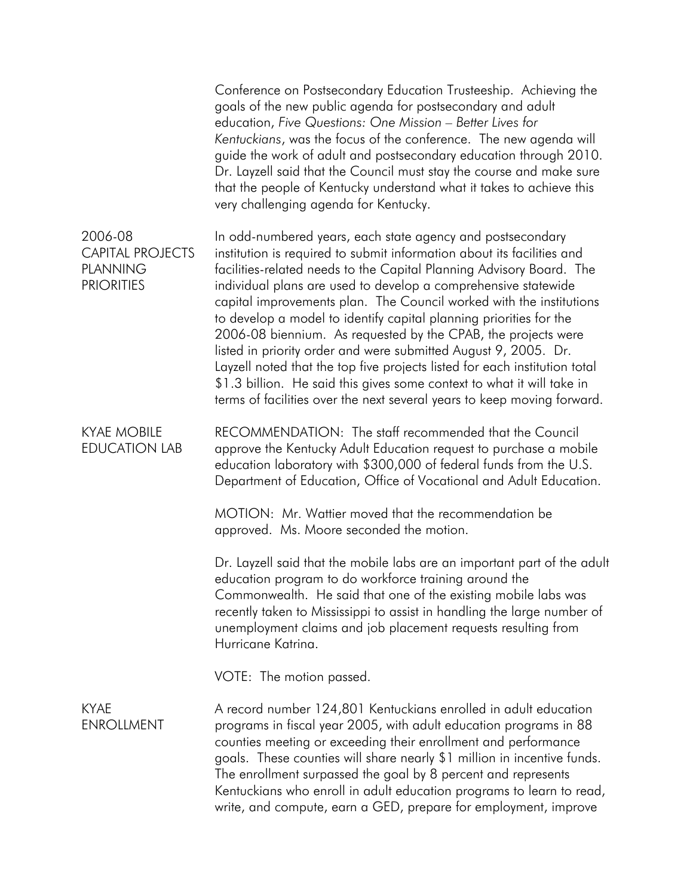Conference on Postsecondary Education Trusteeship. Achieving the goals of the new public agenda for postsecondary and adult education, *Five Questions: One Mission – Better Lives for Kentuckians*, was the focus of the conference. The new agenda will guide the work of adult and postsecondary education through 2010. Dr. Layzell said that the Council must stay the course and make sure that the people of Kentucky understand what it takes to achieve this very challenging agenda for Kentucky.

## 2006-08 CAPITAL PROJECTS PLANNING PRIORITIES

In odd-numbered years, each state agency and postsecondary institution is required to submit information about its facilities and facilities-related needs to the Capital Planning Advisory Board. The individual plans are used to develop a comprehensive statewide capital improvements plan. The Council worked with the institutions to develop a model to identify capital planning priorities for the 2006-08 biennium. As requested by the CPAB, the projects were listed in priority order and were submitted August 9, 2005. Dr. Layzell noted that the top five projects listed for each institution total $1.3 billion. He said this gives some context to what it will take in terms of facilities over the next several years to keep moving forward.

## KYAE MOBILE EDUCATION LAB

RECOMMENDATION: The staff recommended that the Council approve the Kentucky Adult Education request to purchase a mobile education laboratory with $300,000 of federal funds from the U.S. Department of Education, Office of Vocational and Adult Education.

MOTION: Mr. Wattier moved that the recommendation be approved. Ms. Moore seconded the motion.

Dr. Layzell said that the mobile labs are an important part of the adult education program to do workforce training around the Commonwealth. He said that one of the existing mobile labs was recently taken to Mississippi to assist in handling the large number of unemployment claims and job placement requests resulting from Hurricane Katrina.

VOTE: The motion passed.

## KYAE ENROLLMENT

A record number 124,801 Kentuckians enrolled in adult education programs in fiscal year 2005, with adult education programs in 88 counties meeting or exceeding their enrollment and performance goals. These counties will share nearly $1 million in incentive funds. The enrollment surpassed the goal by 8 percent and represents Kentuckians who enroll in adult education programs to learn to read, write, and compute, earn a GED, prepare for employment, improve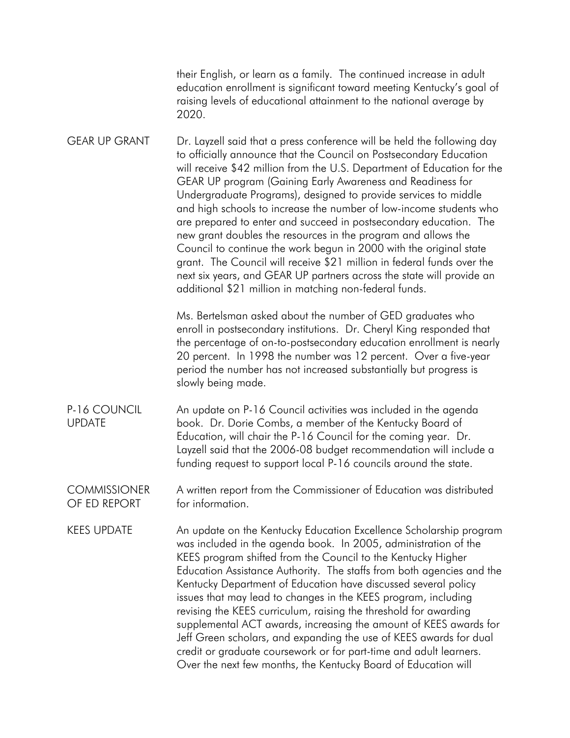their English, or learn as a family. The continued increase in adult education enrollment is significant toward meeting Kentucky's goal of raising levels of educational attainment to the national average by 2020.

**GEAR UP GRANT**

Dr. Layzell said that a press conference will be held the following day to officially announce that the Council on Postsecondary Education will receive $42 million from the U.S. Department of Education for the GEAR UP program (Gaining Early Awareness and Readiness for Undergraduate Programs), designed to provide services to middle and high schools to increase the number of low-income students who are prepared to enter and succeed in postsecondary education. The new grant doubles the resources in the program and allows the Council to continue the work begun in 2000 with the original state grant. The Council will receive $21 million in federal funds over the next six years, and GEAR UP partners across the state will provide an additional $21 million in matching non-federal funds.

Ms. Bertelsman asked about the number of GED graduates who enroll in postsecondary institutions. Dr. Cheryl King responded that the percentage of on-to-postsecondary education enrollment is nearly 20 percent. In 1998 the number was 12 percent. Over a five-year period the number has not increased substantially but progress is slowly being made.

**P-16 COUNCIL UPDATE**

An update on P-16 Council activities was included in the agenda book. Dr. Dorie Combs, a member of the Kentucky Board of Education, will chair the P-16 Council for the coming year. Dr. Layzell said that the 2006-08 budget recommendation will include a funding request to support local P-16 councils around the state.

**COMMISSIONER OF ED REPORT**

A written report from the Commissioner of Education was distributed for information.

**KEES UPDATE**

An update on the Kentucky Education Excellence Scholarship program was included in the agenda book. In 2005, administration of the KEES program shifted from the Council to the Kentucky Higher Education Assistance Authority. The staffs from both agencies and the Kentucky Department of Education have discussed several policy issues that may lead to changes in the KEES program, including revising the KEES curriculum, raising the threshold for awarding supplemental ACT awards, increasing the amount of KEES awards for Jeff Green scholars, and expanding the use of KEES awards for dual credit or graduate coursework or for part-time and adult learners. Over the next few months, the Kentucky Board of Education will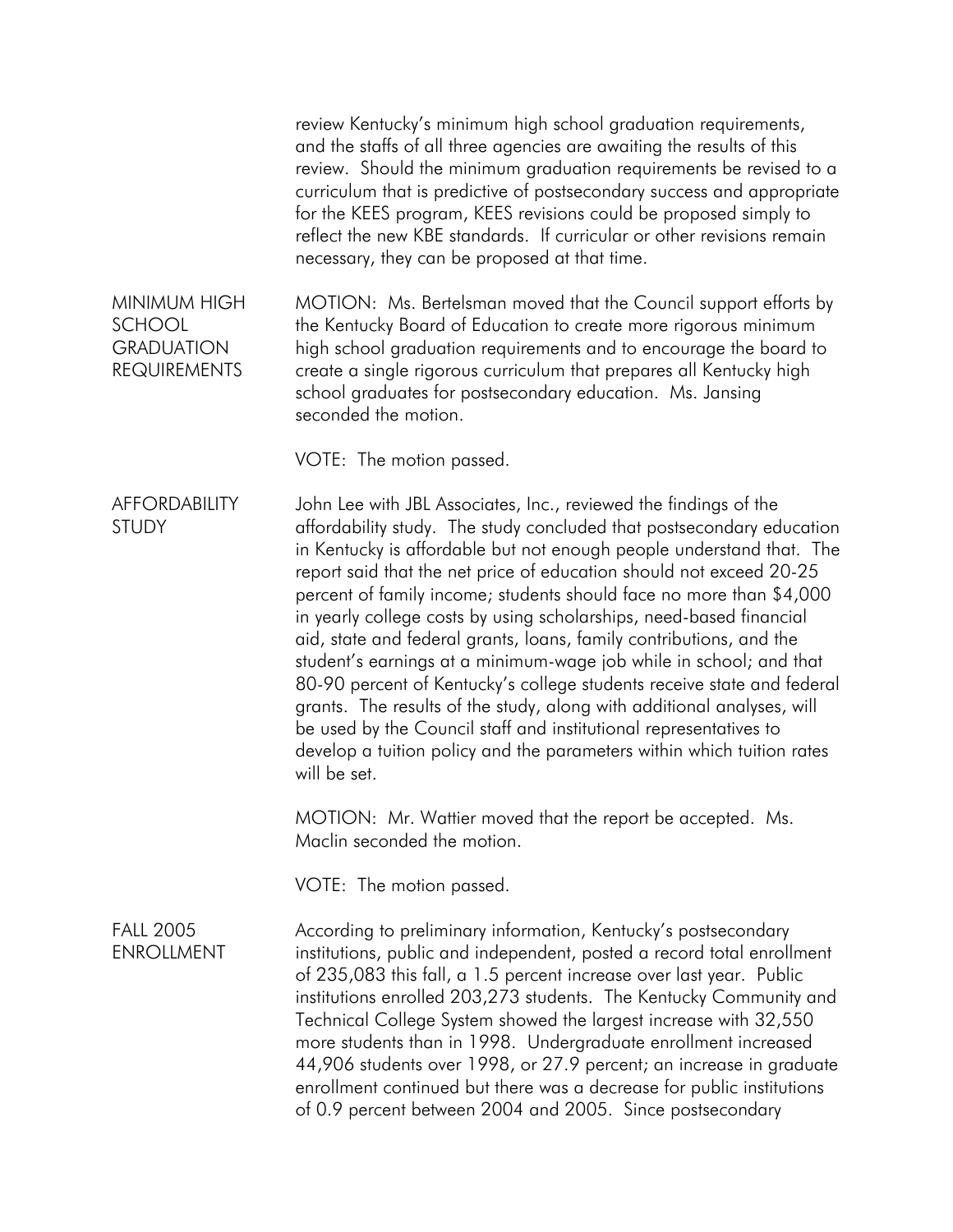review Kentucky's minimum high school graduation requirements, and the staffs of all three agencies are awaiting the results of this review. Should the minimum graduation requirements be revised to a curriculum that is predictive of postsecondary success and appropriate for the KEES program, KEES revisions could be proposed simply to reflect the new KBE standards. If curricular or other revisions remain necessary, they can be proposed at that time.

**MINIMUM HIGH SCHOOL GRADUATION REQUIREMENTS**

MOTION: Ms. Bertelsman moved that the Council support efforts by the Kentucky Board of Education to create more rigorous minimum high school graduation requirements and to encourage the board to create a single rigorous curriculum that prepares all Kentucky high school graduates for postsecondary education. Ms. Jansing seconded the motion.

VOTE: The motion passed.

**AFFORDABILITY STUDY**

John Lee with JBL Associates, Inc., reviewed the findings of the affordability study. The study concluded that postsecondary education in Kentucky is affordable but not enough people understand that. The report said that the net price of education should not exceed 20-25 percent of family income; students should face no more than $4,000 in yearly college costs by using scholarships, need-based financial aid, state and federal grants, loans, family contributions, and the student's earnings at a minimum-wage job while in school; and that 80-90 percent of Kentucky's college students receive state and federal grants. The results of the study, along with additional analyses, will be used by the Council staff and institutional representatives to develop a tuition policy and the parameters within which tuition rates will be set.

MOTION: Mr. Wattier moved that the report be accepted. Ms. Maclin seconded the motion.

VOTE: The motion passed.

**FALL 2005 ENROLLMENT**

According to preliminary information, Kentucky's postsecondary institutions, public and independent, posted a record total enrollment of 235,083 this fall, a 1.5 percent increase over last year. Public institutions enrolled 203,273 students. The Kentucky Community and Technical College System showed the largest increase with 32,550 more students than in 1998. Undergraduate enrollment increased 44,906 students over 1998, or 27.9 percent; an increase in graduate enrollment continued but there was a decrease for public institutions of 0.9 percent between 2004 and 2005. Since postsecondary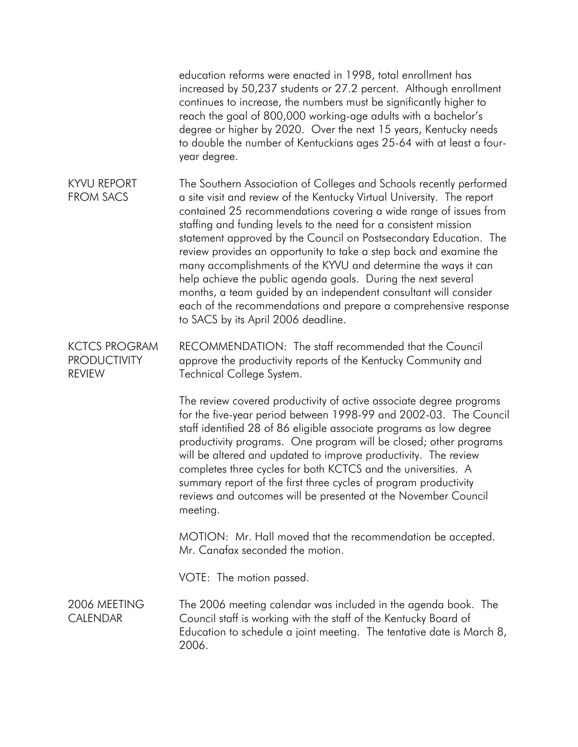education reforms were enacted in 1998, total enrollment has increased by 50,237 students or 27.2 percent. Although enrollment continues to increase, the numbers must be significantly higher to reach the goal of 800,000 working-age adults with a bachelor's degree or higher by 2020. Over the next 15 years, Kentucky needs to double the number of Kentuckians ages 25-64 with at least a four-year degree.

**KYVU REPORT FROM SACS**

The Southern Association of Colleges and Schools recently performed a site visit and review of the Kentucky Virtual University. The report contained 25 recommendations covering a wide range of issues from staffing and funding levels to the need for a consistent mission statement approved by the Council on Postsecondary Education. The review provides an opportunity to take a step back and examine the many accomplishments of the KYVU and determine the ways it can help achieve the public agenda goals. During the next several months, a team guided by an independent consultant will consider each of the recommendations and prepare a comprehensive response to SACS by its April 2006 deadline.

**KCTCS PROGRAM PRODUCTIVITY REVIEW**

RECOMMENDATION: The staff recommended that the Council approve the productivity reports of the Kentucky Community and Technical College System.

The review covered productivity of active associate degree programs for the five-year period between 1998-99 and 2002-03. The Council staff identified 28 of 86 eligible associate programs as low degree productivity programs. One program will be closed; other programs will be altered and updated to improve productivity. The review completes three cycles for both KCTCS and the universities. A summary report of the first three cycles of program productivity reviews and outcomes will be presented at the November Council meeting.

MOTION: Mr. Hall moved that the recommendation be accepted. Mr. Canafax seconded the motion.

VOTE: The motion passed.

**2006 MEETING CALENDAR**

The 2006 meeting calendar was included in the agenda book. The Council staff is working with the staff of the Kentucky Board of Education to schedule a joint meeting. The tentative date is March 8, 2006.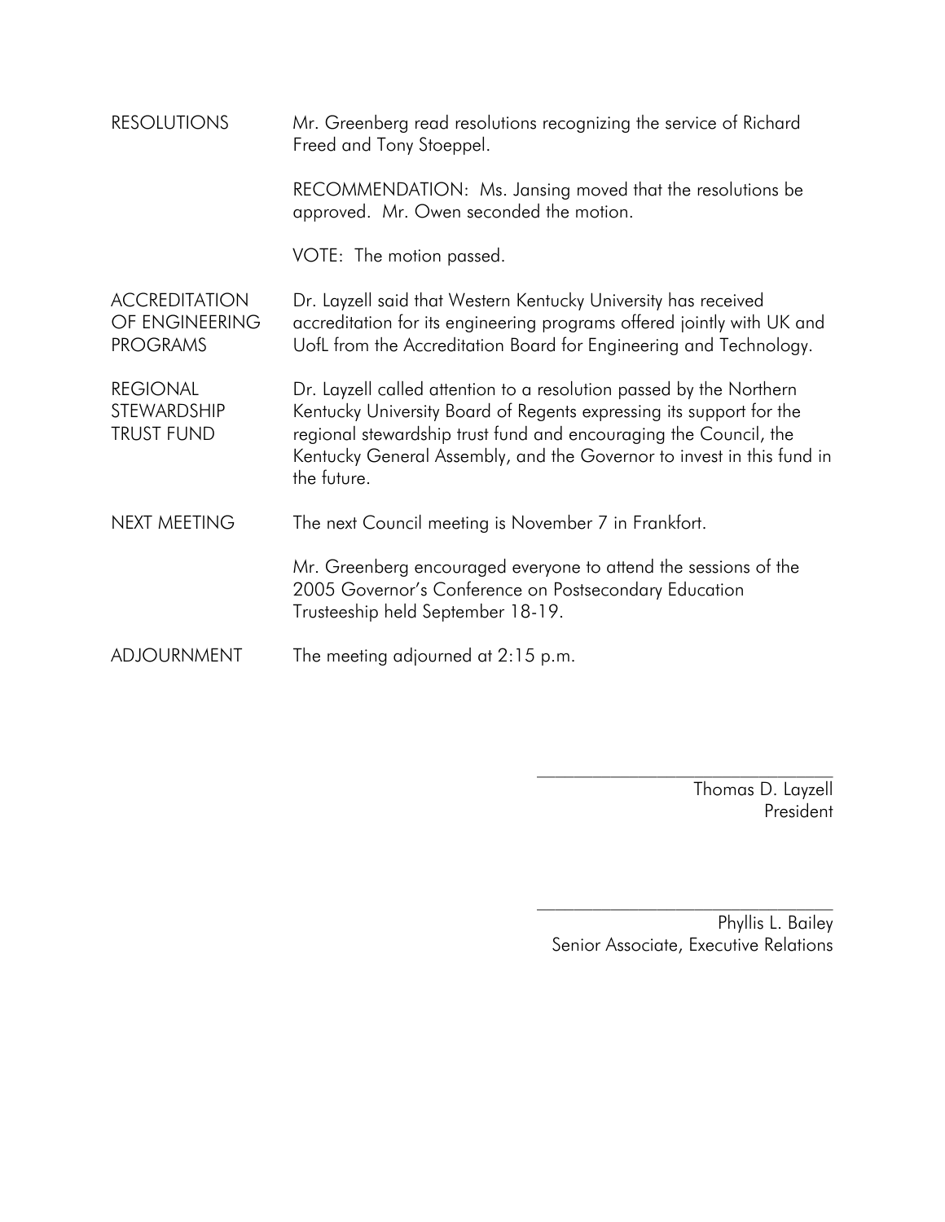**RESOLUTIONS**

Mr. Greenberg read resolutions recognizing the service of Richard Freed and Tony Stoeppel.

RECOMMENDATION: Ms. Jansing moved that the resolutions be approved. Mr. Owen seconded the motion.

VOTE: The motion passed.

**ACCREDITATION OF ENGINEERING PROGRAMS**

Dr. Layzell said that Western Kentucky University has received accreditation for its engineering programs offered jointly with UK and UofL from the Accreditation Board for Engineering and Technology.

**REGIONAL STEWARDSHIP TRUST FUND**

Dr. Layzell called attention to a resolution passed by the Northern Kentucky University Board of Regents expressing its support for the regional stewardship trust fund and encouraging the Council, the Kentucky General Assembly, and the Governor to invest in this fund in the future.

**NEXT MEETING**

The next Council meeting is November 7 in Frankfort.

Mr. Greenberg encouraged everyone to attend the sessions of the 2005 Governor's Conference on Postsecondary Education Trusteeship held September 18-19.

**ADJOURNMENT**

The meeting adjourned at 2:15 p.m.

\_\_\_\_\_\_\_\_\_\_\_\_\_\_\_\_\_\_\_\_\_\_\_\_\_\_\_\_\_\_\_\_

Thomas D. Layzell
President

\_\_\_\_\_\_\_\_\_\_\_\_\_\_\_\_\_\_\_\_\_\_\_\_\_\_\_\_\_\_\_\_

Phyllis L. Bailey
Senior Associate, Executive Relations